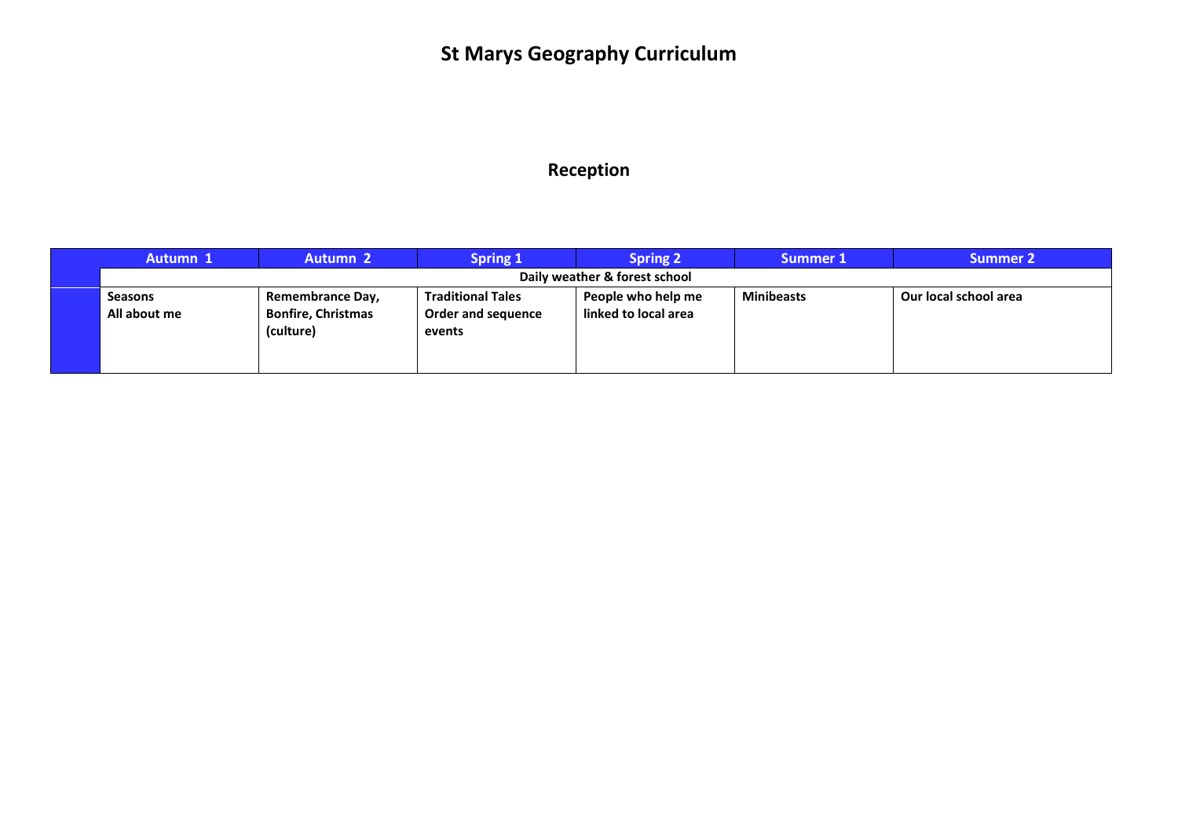# St Marys Geography Curriculum

## Reception

| | Autumn 1 | Autumn 2 | Spring 1 | Spring 2 | Summer 1 | Summer 2 |
|---|---|---|---|---|---|---|
| | **Daily weather & forest school** | | | | | |
| | **Seasons**<br>**All about me** | **Remembrance Day, Bonfire, Christmas (culture)** | **Traditional Tales Order and sequence events** | **People who help me linked to local area** | **Minibeasts** | **Our local school area** |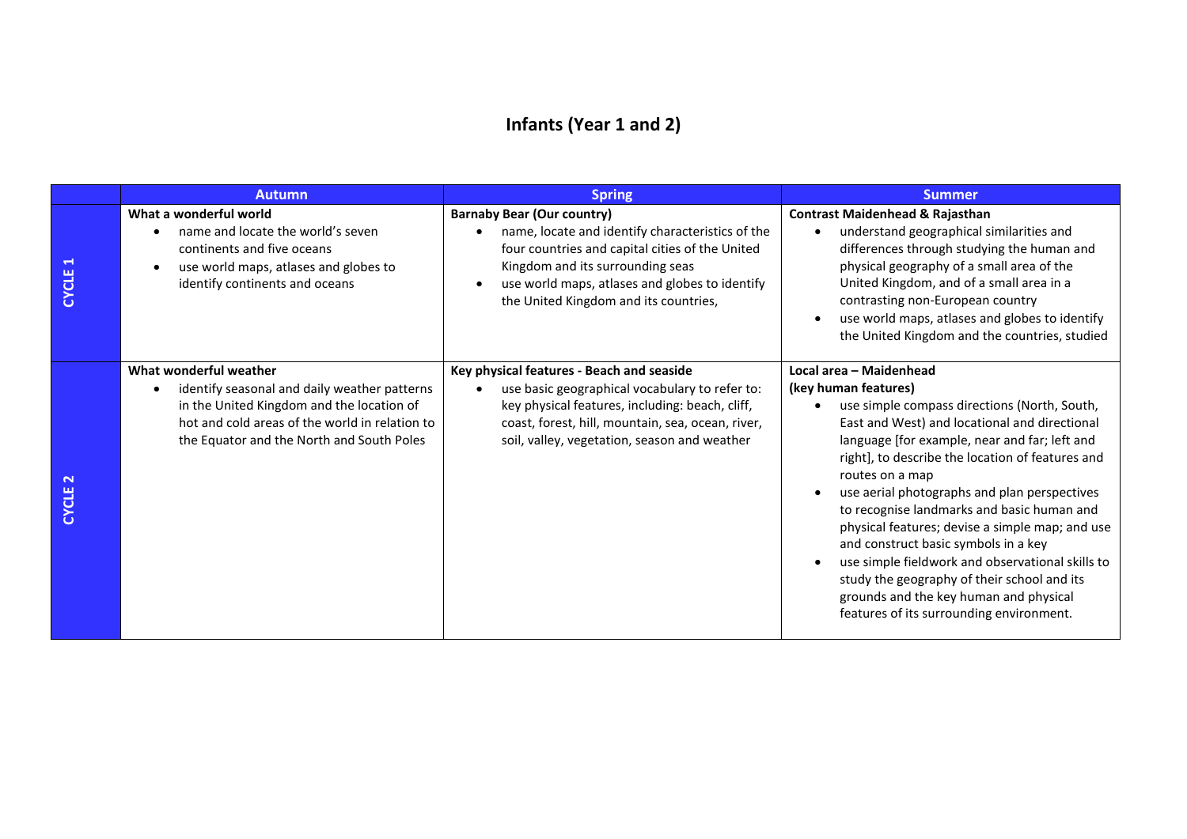# Infants (Year 1 and 2)

| | Autumn | Spring | Summer |
|---|---|---|---|
| CYCLE 1 | **What a wonderful world**<br>• name and locate the world's seven continents and five oceans<br>• use world maps, atlases and globes to identify continents and oceans | **Barnaby Bear (Our country)**<br>• name, locate and identify characteristics of the four countries and capital cities of the United Kingdom and its surrounding seas<br>• use world maps, atlases and globes to identify the United Kingdom and its countries, | **Contrast Maidenhead & Rajasthan**<br>• understand geographical similarities and differences through studying the human and physical geography of a small area of the United Kingdom, and of a small area in a contrasting non-European country<br>• use world maps, atlases and globes to identify the United Kingdom and the countries, studied |
| CYCLE 2 | **What wonderful weather**<br>• identify seasonal and daily weather patterns in the United Kingdom and the location of hot and cold areas of the world in relation to the Equator and the North and South Poles | **Key physical features - Beach and seaside**<br>• use basic geographical vocabulary to refer to: key physical features, including: beach, cliff, coast, forest, hill, mountain, sea, ocean, river, soil, valley, vegetation, season and weather | **Local area – Maidenhead (key human features)**<br>• use simple compass directions (North, South, East and West) and locational and directional language [for example, near and far; left and right], to describe the location of features and routes on a map<br>• use aerial photographs and plan perspectives to recognise landmarks and basic human and physical features; devise a simple map; and use and construct basic symbols in a key<br>• use simple fieldwork and observational skills to study the geography of their school and its grounds and the key human and physical features of its surrounding environment. |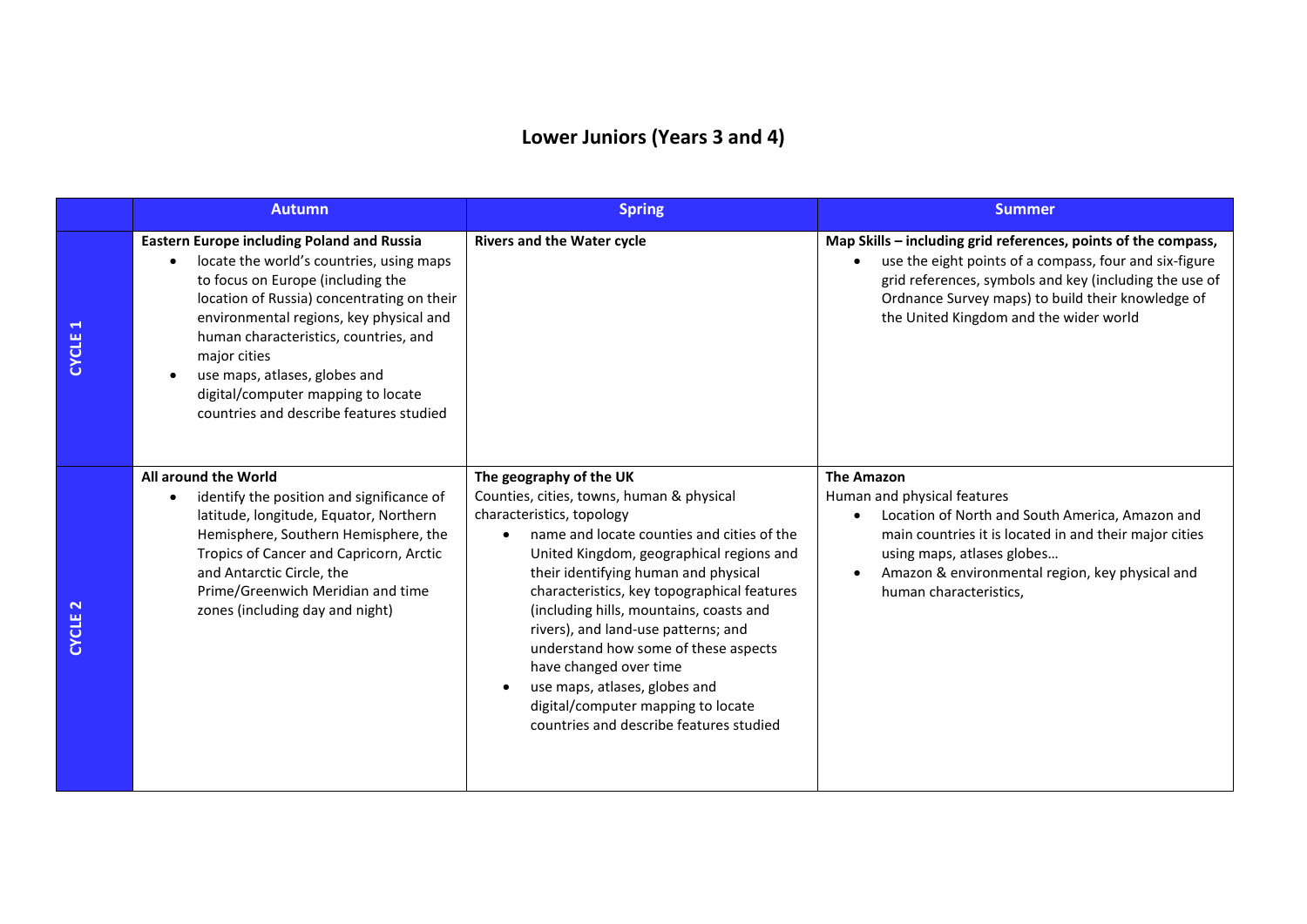# Lower Juniors (Years 3 and 4)

| | Autumn | Spring | Summer |
|---|---|---|---|
| CYCLE 1 | **Eastern Europe including Poland and Russia**<br>• locate the world's countries, using maps to focus on Europe (including the location of Russia) concentrating on their environmental regions, key physical and human characteristics, countries, and major cities<br>• use maps, atlases, globes and digital/computer mapping to locate countries and describe features studied | **Rivers and the Water cycle** | **Map Skills – including grid references, points of the compass,**<br>• use the eight points of a compass, four and six-figure grid references, symbols and key (including the use of Ordnance Survey maps) to build their knowledge of the United Kingdom and the wider world |
| CYCLE 2 | **All around the World**<br>• identify the position and significance of latitude, longitude, Equator, Northern Hemisphere, Southern Hemisphere, the Tropics of Cancer and Capricorn, Arctic and Antarctic Circle, the Prime/Greenwich Meridian and time zones (including day and night) | **The geography of the UK**<br>Counties, cities, towns, human & physical characteristics, topology<br>• name and locate counties and cities of the United Kingdom, geographical regions and their identifying human and physical characteristics, key topographical features (including hills, mountains, coasts and rivers), and land-use patterns; and understand how some of these aspects have changed over time<br>• use maps, atlases, globes and digital/computer mapping to locate countries and describe features studied | **The Amazon**<br>Human and physical features<br>• Location of North and South America, Amazon and main countries it is located in and their major cities using maps, atlases globes…<br>• Amazon & environmental region, key physical and human characteristics, |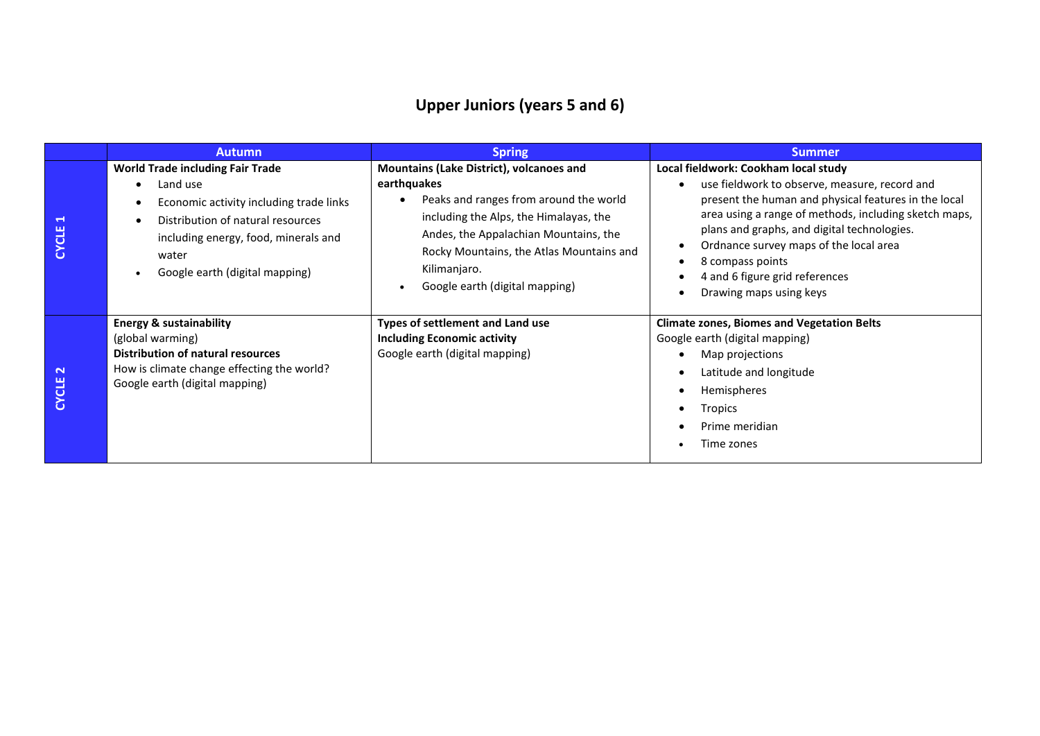# Upper Juniors (years 5 and 6)

| | Autumn | Spring | Summer |
|---|---|---|---|
| **CYCLE 1** | **World Trade including Fair Trade**<br>• Land use<br>• Economic activity including trade links<br>• Distribution of natural resources including energy, food, minerals and water<br>• Google earth (digital mapping) | **Mountains (Lake District), volcanoes and earthquakes**<br>• Peaks and ranges from around the world including the Alps, the Himalayas, the Andes, the Appalachian Mountains, the Rocky Mountains, the Atlas Mountains and Kilimanjaro.<br>• Google earth (digital mapping) | **Local fieldwork: Cookham local study**<br>• use fieldwork to observe, measure, record and present the human and physical features in the local area using a range of methods, including sketch maps, plans and graphs, and digital technologies.<br>• Ordnance survey maps of the local area<br>• 8 compass points<br>• 4 and 6 figure grid references<br>• Drawing maps using keys |
| **CYCLE 2** | **Energy & sustainability**<br>(global warming)<br>**Distribution of natural resources**<br>How is climate change effecting the world?<br>Google earth (digital mapping) | **Types of settlement and Land use**<br>**Including Economic activity**<br>Google earth (digital mapping) | **Climate zones, Biomes and Vegetation Belts**<br>Google earth (digital mapping)<br>• Map projections<br>• Latitude and longitude<br>• Hemispheres<br>• Tropics<br>• Prime meridian<br>• Time zones |